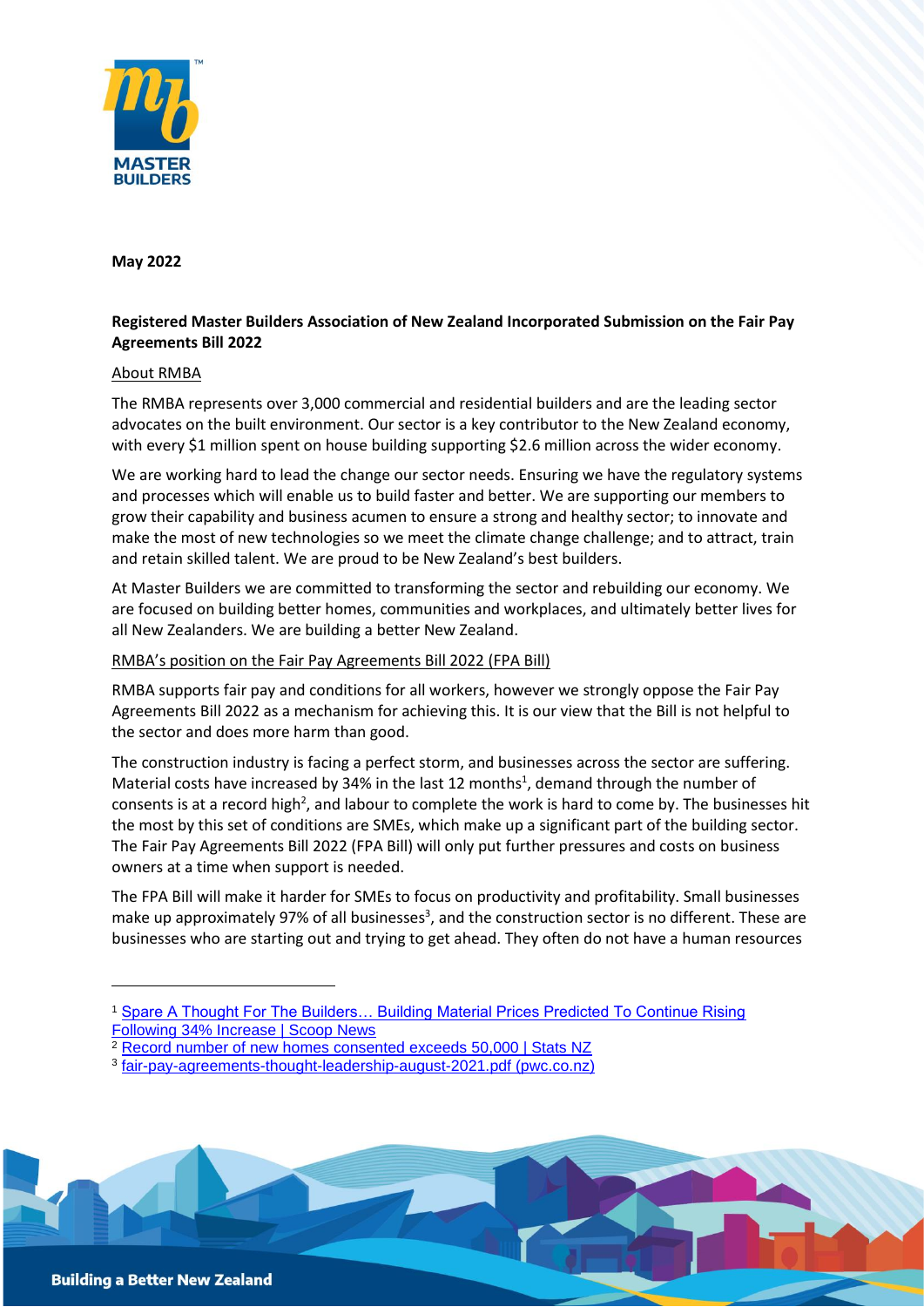**May 2022**

**Registered Master Builders Association of New Zealand Incorporated Submission on the Fair Pay Agreements Bill 2022**

About RMBA

The RMBA represents over 3,000 commercial and residential builders and are the leading sector advocates on the built environment. Our sector is a key contributor to the New Zealand economy, with every $1 million spent on house building supporting $2.6 million across the wider economy.

We are working hard to lead the change our sector needs. Ensuring we have the regulatory systems and processes which will enable us to build faster and better. We are supporting our members to grow their capability and business acumen to ensure a strong and healthy sector; to innovate and make the most of new technologies so we meet the climate change challenge; and to attract, train and retain skilled talent. We are proud to be New Zealand's best builders.

At Master Builders we are committed to transforming the sector and rebuilding our economy. We are focused on building better homes, communities and workplaces, and ultimately better lives for all New Zealanders. We are building a better New Zealand.

RMBA's position on the Fair Pay Agreements Bill 2022 (FPA Bill)

RMBA supports fair pay and conditions for all workers, however we strongly oppose the Fair Pay Agreements Bill 2022 as a mechanism for achieving this. It is our view that the Bill is not helpful to the sector and does more harm than good.

The construction industry is facing a perfect storm, and businesses across the sector are suffering. Material costs have increased by 34% in the last 12 months[1], demand through the number of consents is at a record high[2], and labour to complete the work is hard to come by. The businesses hit the most by this set of conditions are SMEs, which make up a significant part of the building sector. The Fair Pay Agreements Bill 2022 (FPA Bill) will only put further pressures and costs on business owners at a time when support is needed.

The FPA Bill will make it harder for SMEs to focus on productivity and profitability. Small businesses make up approximately 97% of all businesses[3], and the construction sector is no different. These are businesses who are starting out and trying to get ahead. They often do not have a human resources

---

[1] Spare A Thought For The Builders… Building Material Prices Predicted To Continue Rising Following 34% Increase | Scoop News

[2] Record number of new homes consented exceeds 50,000 | Stats NZ

[3] fair-pay-agreements-thought-leadership-august-2021.pdf (pwc.co.nz)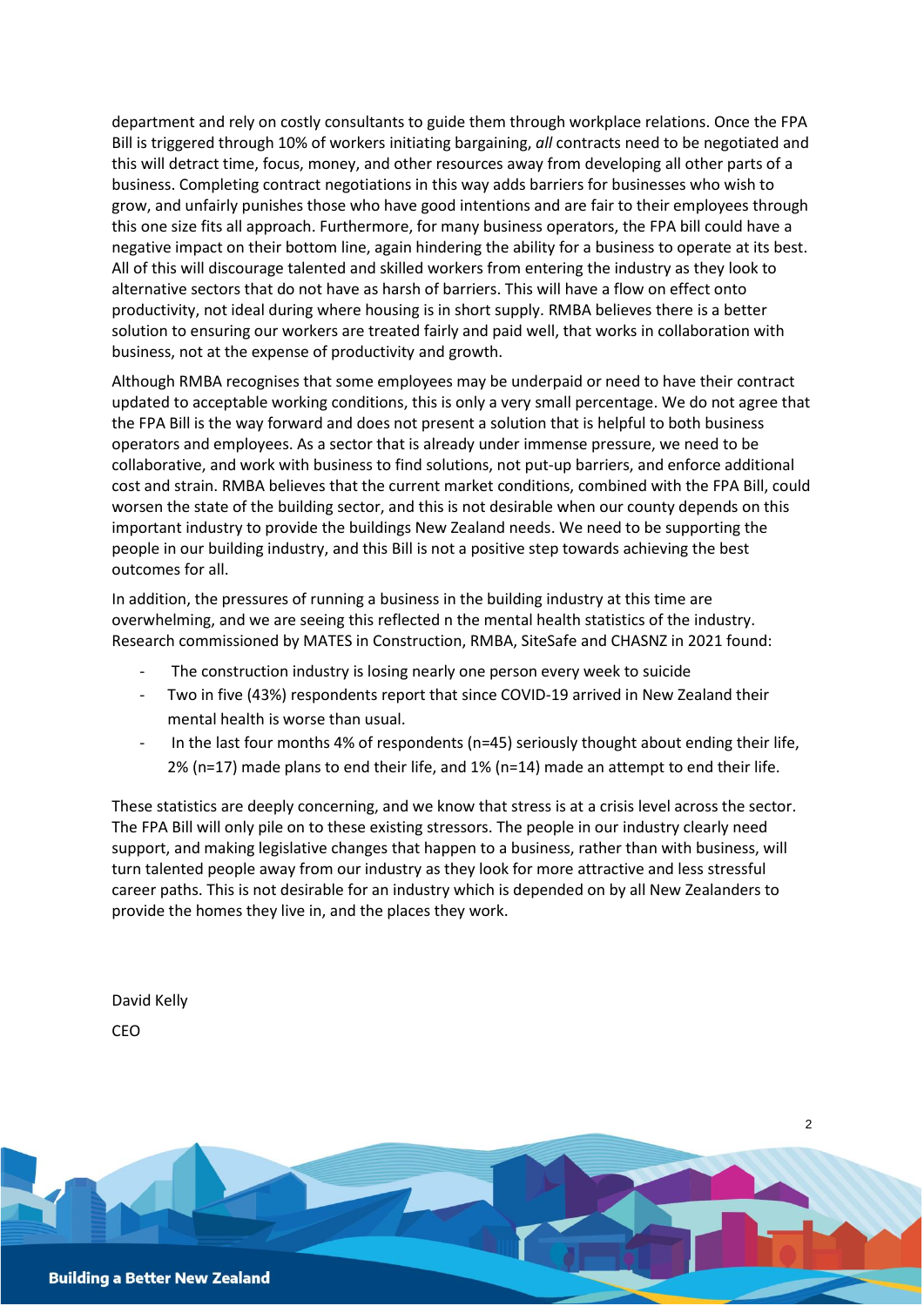department and rely on costly consultants to guide them through workplace relations. Once the FPA Bill is triggered through 10% of workers initiating bargaining, *all* contracts need to be negotiated and this will detract time, focus, money, and other resources away from developing all other parts of a business. Completing contract negotiations in this way adds barriers for businesses who wish to grow, and unfairly punishes those who have good intentions and are fair to their employees through this one size fits all approach. Furthermore, for many business operators, the FPA bill could have a negative impact on their bottom line, again hindering the ability for a business to operate at its best. All of this will discourage talented and skilled workers from entering the industry as they look to alternative sectors that do not have as harsh of barriers. This will have a flow on effect onto productivity, not ideal during where housing is in short supply. RMBA believes there is a better solution to ensuring our workers are treated fairly and paid well, that works in collaboration with business, not at the expense of productivity and growth.

Although RMBA recognises that some employees may be underpaid or need to have their contract updated to acceptable working conditions, this is only a very small percentage. We do not agree that the FPA Bill is the way forward and does not present a solution that is helpful to both business operators and employees. As a sector that is already under immense pressure, we need to be collaborative, and work with business to find solutions, not put-up barriers, and enforce additional cost and strain. RMBA believes that the current market conditions, combined with the FPA Bill, could worsen the state of the building sector, and this is not desirable when our county depends on this important industry to provide the buildings New Zealand needs. We need to be supporting the people in our building industry, and this Bill is not a positive step towards achieving the best outcomes for all.

In addition, the pressures of running a business in the building industry at this time are overwhelming, and we are seeing this reflected n the mental health statistics of the industry. Research commissioned by MATES in Construction, RMBA, SiteSafe and CHASNZ in 2021 found:

- The construction industry is losing nearly one person every week to suicide
- Two in five (43%) respondents report that since COVID-19 arrived in New Zealand their mental health is worse than usual.
- In the last four months 4% of respondents (n=45) seriously thought about ending their life, 2% (n=17) made plans to end their life, and 1% (n=14) made an attempt to end their life.

These statistics are deeply concerning, and we know that stress is at a crisis level across the sector. The FPA Bill will only pile on to these existing stressors. The people in our industry clearly need support, and making legislative changes that happen to a business, rather than with business, will turn talented people away from our industry as they look for more attractive and less stressful career paths. This is not desirable for an industry which is depended on by all New Zealanders to provide the homes they live in, and the places they work.

David Kelly

CEO

**Building a Better New Zealand**